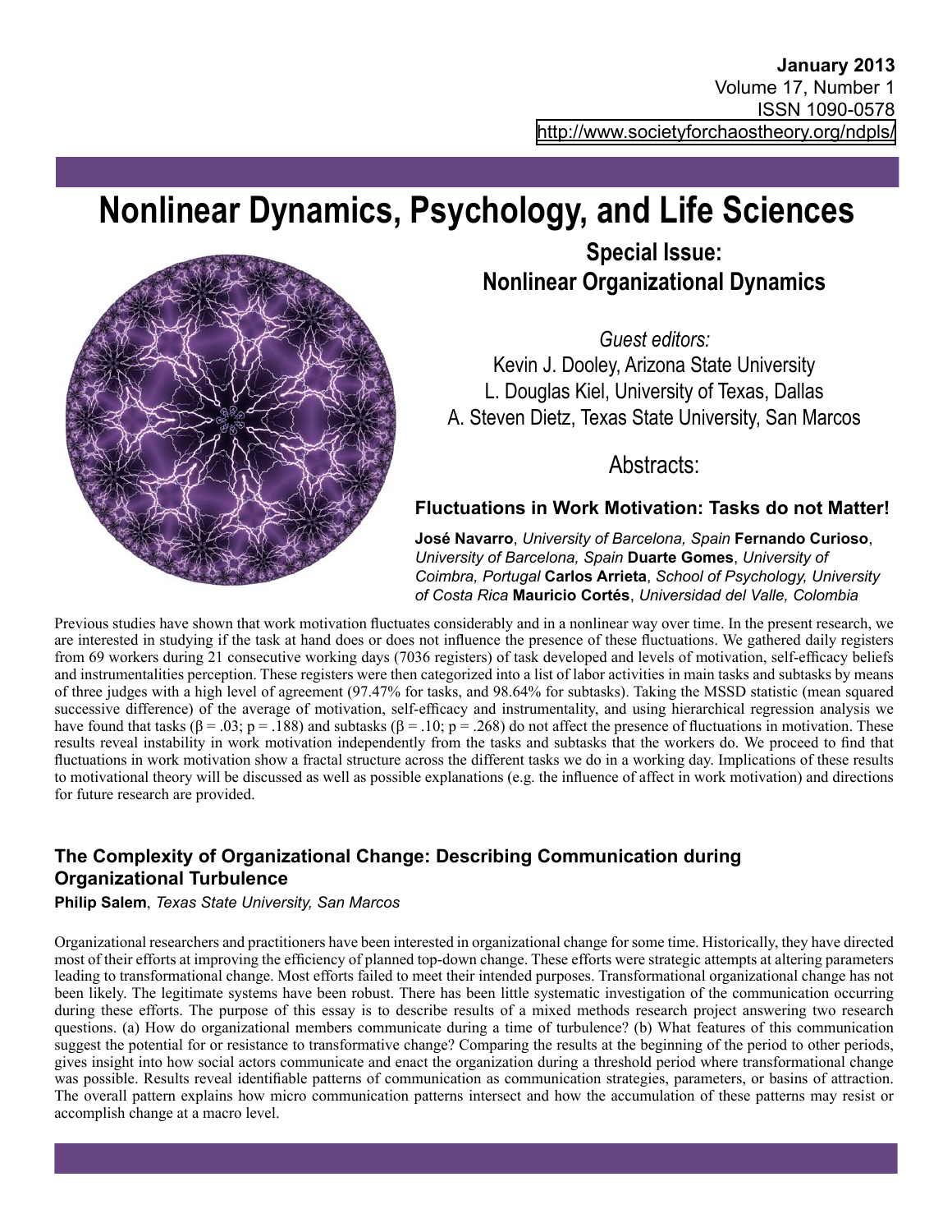January 2013
Volume 17, Number 1
ISSN 1090-0578
http://www.societyforchaostheory.org/ndpls/

# Nonlinear Dynamics, Psychology, and Life Sciences

## Special Issue: Nonlinear Organizational Dynamics

*Guest editors:*
Kevin J. Dooley, Arizona State University
L. Douglas Kiel, University of Texas, Dallas
A. Steven Dietz, Texas State University, San Marcos

## Abstracts:

### Fluctuations in Work Motivation: Tasks do not Matter!

**José Navarro**, *University of Barcelona, Spain* **Fernando Curioso**, *University of Barcelona, Spain* **Duarte Gomes**, *University of Coimbra, Portugal* **Carlos Arrieta**, *School of Psychology, University of Costa Rica* **Mauricio Cortés**, *Universidad del Valle, Colombia*

Previous studies have shown that work motivation fluctuates considerably and in a nonlinear way over time. In the present research, we are interested in studying if the task at hand does or does not influence the presence of these fluctuations. We gathered daily registers from 69 workers during 21 consecutive working days (7036 registers) of task developed and levels of motivation, self-efficacy beliefs and instrumentalities perception. These registers were then categorized into a list of labor activities in main tasks and subtasks by means of three judges with a high level of agreement (97.47% for tasks, and 98.64% for subtasks). Taking the MSSD statistic (mean squared successive difference) of the average of motivation, self-efficacy and instrumentality, and using hierarchical regression analysis we have found that tasks ($\beta = .03$; $p = .188$) and subtasks ($\beta = .10$; $p = .268$) do not affect the presence of fluctuations in motivation. These results reveal instability in work motivation independently from the tasks and subtasks that the workers do. We proceed to find that fluctuations in work motivation show a fractal structure across the different tasks we do in a working day. Implications of these results to motivational theory will be discussed as well as possible explanations (e.g. the influence of affect in work motivation) and directions for future research are provided.

### The Complexity of Organizational Change: Describing Communication during Organizational Turbulence

**Philip Salem**, *Texas State University, San Marcos*

Organizational researchers and practitioners have been interested in organizational change for some time. Historically, they have directed most of their efforts at improving the efficiency of planned top-down change. These efforts were strategic attempts at altering parameters leading to transformational change. Most efforts failed to meet their intended purposes. Transformational organizational change has not been likely. The legitimate systems have been robust. There has been little systematic investigation of the communication occurring during these efforts. The purpose of this essay is to describe results of a mixed methods research project answering two research questions. (a) How do organizational members communicate during a time of turbulence? (b) What features of this communication suggest the potential for or resistance to transformative change? Comparing the results at the beginning of the period to other periods, gives insight into how social actors communicate and enact the organization during a threshold period where transformational change was possible. Results reveal identifiable patterns of communication as communication strategies, parameters, or basins of attraction. The overall pattern explains how micro communication patterns intersect and how the accumulation of these patterns may resist or accomplish change at a macro level.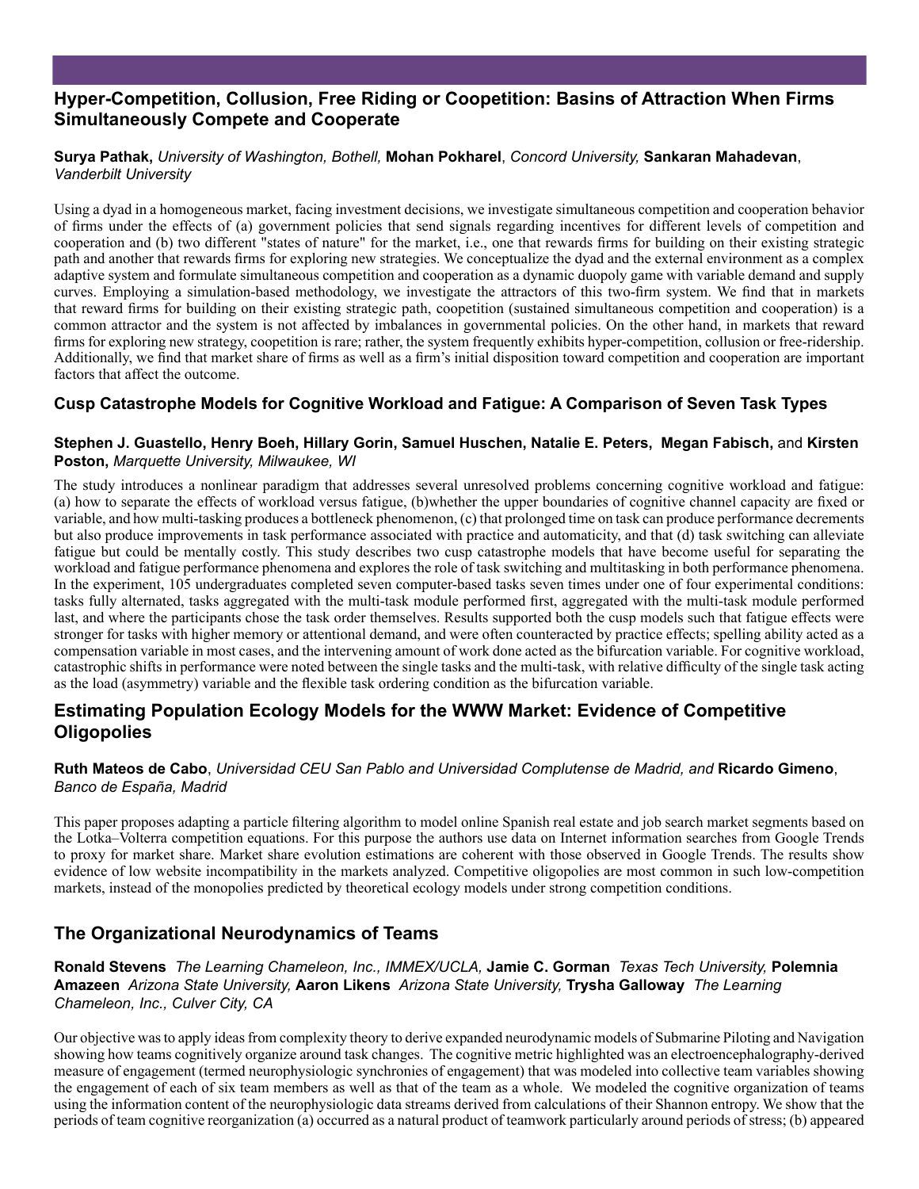## Hyper-Competition, Collusion, Free Riding or Coopetition: Basins of Attraction When Firms Simultaneously Compete and Cooperate

**Surya Pathak,** *University of Washington, Bothell,* **Mohan Pokharel**, *Concord University,* **Sankaran Mahadevan**, *Vanderbilt University*

Using a dyad in a homogeneous market, facing investment decisions, we investigate simultaneous competition and cooperation behavior of firms under the effects of (a) government policies that send signals regarding incentives for different levels of competition and cooperation and (b) two different "states of nature" for the market, i.e., one that rewards firms for building on their existing strategic path and another that rewards firms for exploring new strategies. We conceptualize the dyad and the external environment as a complex adaptive system and formulate simultaneous competition and cooperation as a dynamic duopoly game with variable demand and supply curves. Employing a simulation-based methodology, we investigate the attractors of this two-firm system. We find that in markets that reward firms for building on their existing strategic path, coopetition (sustained simultaneous competition and cooperation) is a common attractor and the system is not affected by imbalances in governmental policies. On the other hand, in markets that reward firms for exploring new strategy, coopetition is rare; rather, the system frequently exhibits hyper-competition, collusion or free-ridership. Additionally, we find that market share of firms as well as a firm's initial disposition toward competition and cooperation are important factors that affect the outcome.

## Cusp Catastrophe Models for Cognitive Workload and Fatigue: A Comparison of Seven Task Types

**Stephen J. Guastello, Henry Boeh, Hillary Gorin, Samuel Huschen, Natalie E. Peters, Megan Fabisch,** and **Kirsten Poston,** *Marquette University, Milwaukee, WI*

The study introduces a nonlinear paradigm that addresses several unresolved problems concerning cognitive workload and fatigue: (a) how to separate the effects of workload versus fatigue, (b)whether the upper boundaries of cognitive channel capacity are fixed or variable, and how multi-tasking produces a bottleneck phenomenon, (c) that prolonged time on task can produce performance decrements but also produce improvements in task performance associated with practice and automaticity, and that (d) task switching can alleviate fatigue but could be mentally costly. This study describes two cusp catastrophe models that have become useful for separating the workload and fatigue performance phenomena and explores the role of task switching and multitasking in both performance phenomena. In the experiment, 105 undergraduates completed seven computer-based tasks seven times under one of four experimental conditions: tasks fully alternated, tasks aggregated with the multi-task module performed first, aggregated with the multi-task module performed last, and where the participants chose the task order themselves. Results supported both the cusp models such that fatigue effects were stronger for tasks with higher memory or attentional demand, and were often counteracted by practice effects; spelling ability acted as a compensation variable in most cases, and the intervening amount of work done acted as the bifurcation variable. For cognitive workload, catastrophic shifts in performance were noted between the single tasks and the multi-task, with relative difficulty of the single task acting as the load (asymmetry) variable and the flexible task ordering condition as the bifurcation variable.

## Estimating Population Ecology Models for the WWW Market: Evidence of Competitive Oligopolies

**Ruth Mateos de Cabo**, *Universidad CEU San Pablo and Universidad Complutense de Madrid, and* **Ricardo Gimeno**, *Banco de España, Madrid*

This paper proposes adapting a particle filtering algorithm to model online Spanish real estate and job search market segments based on the Lotka–Volterra competition equations. For this purpose the authors use data on Internet information searches from Google Trends to proxy for market share. Market share evolution estimations are coherent with those observed in Google Trends. The results show evidence of low website incompatibility in the markets analyzed. Competitive oligopolies are most common in such low-competition markets, instead of the monopolies predicted by theoretical ecology models under strong competition conditions.

## The Organizational Neurodynamics of Teams

**Ronald Stevens** *The Learning Chameleon, Inc., IMMEX/UCLA,* **Jamie C. Gorman** *Texas Tech University,* **Polemnia Amazeen** *Arizona State University,* **Aaron Likens** *Arizona State University,* **Trysha Galloway** *The Learning Chameleon, Inc., Culver City, CA*

Our objective was to apply ideas from complexity theory to derive expanded neurodynamic models of Submarine Piloting and Navigation showing how teams cognitively organize around task changes. The cognitive metric highlighted was an electroencephalography-derived measure of engagement (termed neurophysiologic synchronies of engagement) that was modeled into collective team variables showing the engagement of each of six team members as well as that of the team as a whole. We modeled the cognitive organization of teams using the information content of the neurophysiologic data streams derived from calculations of their Shannon entropy. We show that the periods of team cognitive reorganization (a) occurred as a natural product of teamwork particularly around periods of stress; (b) appeared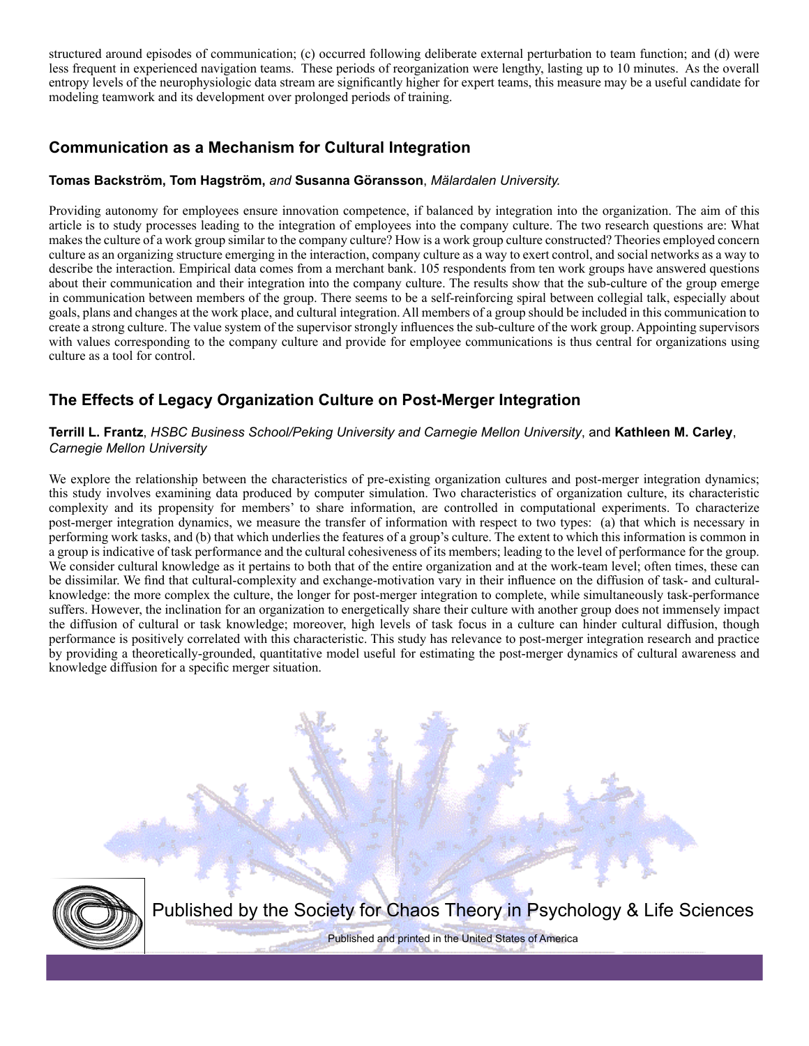structured around episodes of communication; (c) occurred following deliberate external perturbation to team function; and (d) were less frequent in experienced navigation teams. These periods of reorganization were lengthy, lasting up to 10 minutes. As the overall entropy levels of the neurophysiologic data stream are significantly higher for expert teams, this measure may be a useful candidate for modeling teamwork and its development over prolonged periods of training.

## Communication as a Mechanism for Cultural Integration

**Tomas Backström, Tom Hagström,** *and* **Susanna Göransson**, *Mälardalen University.*

Providing autonomy for employees ensure innovation competence, if balanced by integration into the organization. The aim of this article is to study processes leading to the integration of employees into the company culture. The two research questions are: What makes the culture of a work group similar to the company culture? How is a work group culture constructed? Theories employed concern culture as an organizing structure emerging in the interaction, company culture as a way to exert control, and social networks as a way to describe the interaction. Empirical data comes from a merchant bank. 105 respondents from ten work groups have answered questions about their communication and their integration into the company culture. The results show that the sub-culture of the group emerge in communication between members of the group. There seems to be a self-reinforcing spiral between collegial talk, especially about goals, plans and changes at the work place, and cultural integration. All members of a group should be included in this communication to create a strong culture. The value system of the supervisor strongly influences the sub-culture of the work group. Appointing supervisors with values corresponding to the company culture and provide for employee communications is thus central for organizations using culture as a tool for control.

## The Effects of Legacy Organization Culture on Post-Merger Integration

**Terrill L. Frantz**, *HSBC Business School/Peking University and Carnegie Mellon University*, and **Kathleen M. Carley**, *Carnegie Mellon University*

We explore the relationship between the characteristics of pre-existing organization cultures and post-merger integration dynamics; this study involves examining data produced by computer simulation. Two characteristics of organization culture, its characteristic complexity and its propensity for members' to share information, are controlled in computational experiments. To characterize post-merger integration dynamics, we measure the transfer of information with respect to two types: (a) that which is necessary in performing work tasks, and (b) that which underlies the features of a group's culture. The extent to which this information is common in a group is indicative of task performance and the cultural cohesiveness of its members; leading to the level of performance for the group. We consider cultural knowledge as it pertains to both that of the entire organization and at the work-team level; often times, these can be dissimilar. We find that cultural-complexity and exchange-motivation vary in their influence on the diffusion of task- and cultural-knowledge: the more complex the culture, the longer for post-merger integration to complete, while simultaneously task-performance suffers. However, the inclination for an organization to energetically share their culture with another group does not immensely impact the diffusion of cultural or task knowledge; moreover, high levels of task focus in a culture can hinder cultural diffusion, though performance is positively correlated with this characteristic. This study has relevance to post-merger integration research and practice by providing a theoretically-grounded, quantitative model useful for estimating the post-merger dynamics of cultural awareness and knowledge diffusion for a specific merger situation.

Published by the Society for Chaos Theory in Psychology & Life Sciences

Published and printed in the United States of America